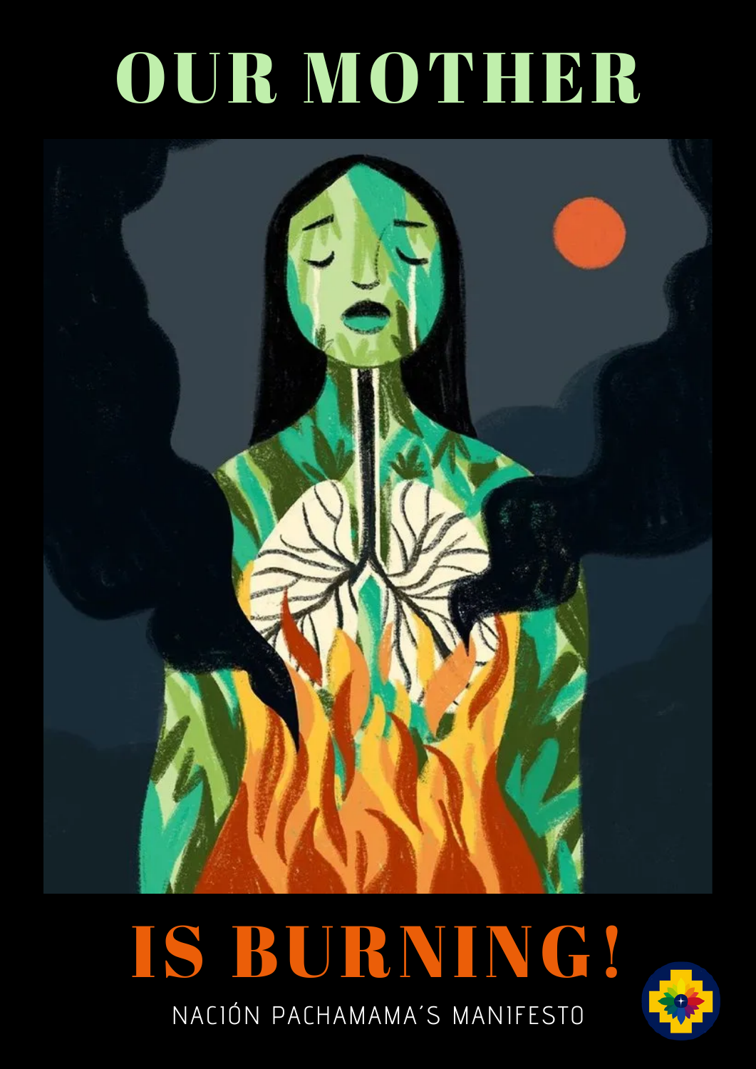# OUR MOTHER

# IS BURNING!

NACIÓN PACHAMAMA´S MANIFESTO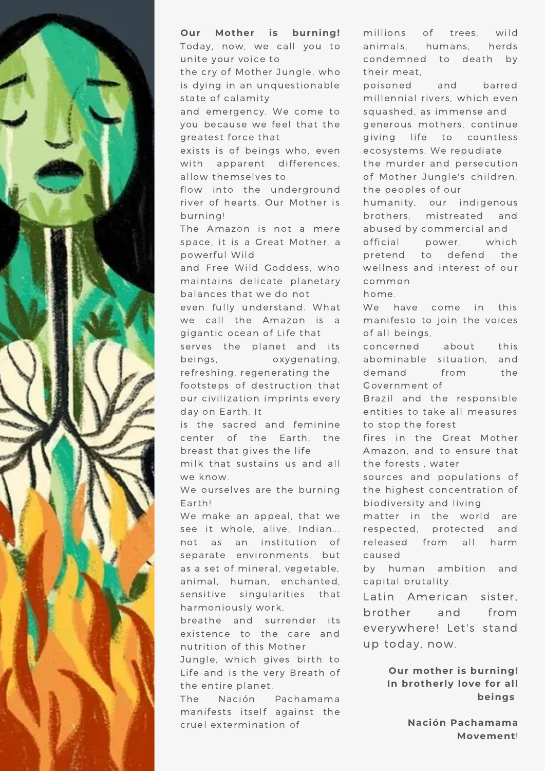**Our Mother is burning!** Today, now, we call you to unite your voice to the cry of Mother Jungle, who is dying in an unquestionable state of calamity and emergency. We come to you because we feel that the greatest force that exists is of beings who, even with apparent differences, allow themselves to flow into the underground river of hearts. Our Mother is burning!

The Amazon is not a mere space, it is a Great Mother, a powerful Wild and Free Wild Goddess, who maintains delicate planetary balances that we do not even fully understand. What we call the Amazon is a gigantic ocean of Life that serves the planet and its beings, oxygenating, refreshing, regenerating the footsteps of destruction that our civilization imprints every day on Earth. It is the sacred and feminine center of the Earth, the breast that gives the life milk that sustains us and all we know.

We ourselves are the burning Earth!

We make an appeal, that we see it whole, alive, Indian... not as an institution of separate environments, but as a set of mineral, vegetable, animal, human, enchanted, sensitive singularities that harmoniously work, breathe and surrender its existence to the care and nutrition of this Mother Jungle, which gives birth to Life and is the very Breath of the entire planet.

The Nación Pachamama manifests itself against the cruel extermination of millions of trees, wild animals, humans, herds condemned to death by their meat, poisoned and barred millennial rivers, which even squashed, as immense and generous mothers, continue giving life to countless ecosystems. We repudiate the murder and persecution of Mother Jungle's children, the peoples of our humanity, our indigenous brothers, mistreated and abused by commercial and official power, which pretend to defend the wellness and interest of our common home.

We have come in this manifesto to join the voices of all beings, concerned about this abominable situation, and demand from the Government of Brazil and the responsible entities to take all measures to stop the forest fires in the Great Mother Amazon, and to ensure that the forests , water sources and populations of the highest concentration of biodiversity and living matter in the world are respected, protected and released from all harm caused by human ambition and capital brutality.

Latin American sister, brother and from everywhere! Let's stand up today, now.

**Our mother is burning!**
**In brotherly love for all beings**

**Nación Pachamama Movement**!